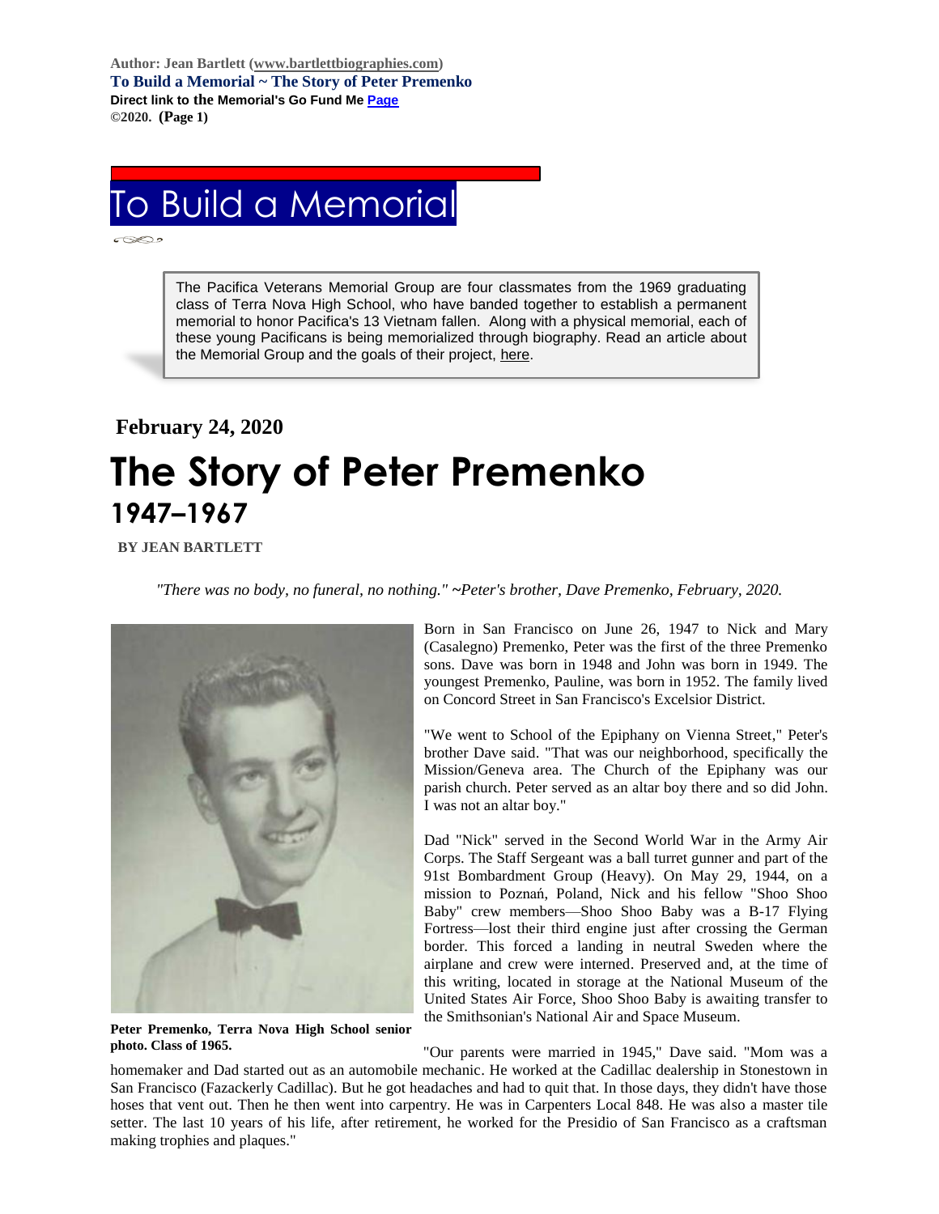Author: Jean Bartlett (www.bartlettbiographies.com)
**To Build a Memorial ~ The Story of Peter Premenko**
**Direct link to the Memorial's Go Fund Me Page**
**©2020.**

# To Build a Memorial

The Pacifica Veterans Memorial Group are four classmates from the 1969 graduating class of Terra Nova High School, who have banded together to establish a permanent memorial to honor Pacifica's 13 Vietnam fallen. Along with a physical memorial, each of these young Pacificans is being memorialized through biography. Read an article about the Memorial Group and the goals of their project, here.

**February 24, 2020**

# The Story of Peter Premenko

## 1947–1967

**BY JEAN BARTLETT**

*"There was no body, no funeral, no nothing." ~Peter's brother, Dave Premenko, February, 2020.*

**Peter Premenko, Terra Nova High School senior photo. Class of 1965.**

Born in San Francisco on June 26, 1947 to Nick and Mary (Casalegno) Premenko, Peter was the first of the three Premenko sons. Dave was born in 1948 and John was born in 1949. The youngest Premenko, Pauline, was born in 1952. The family lived on Concord Street in San Francisco's Excelsior District.

"We went to School of the Epiphany on Vienna Street," Peter's brother Dave said. "That was our neighborhood, specifically the Mission/Geneva area. The Church of the Epiphany was our parish church. Peter served as an altar boy there and so did John. I was not an altar boy."

Dad "Nick" served in the Second World War in the Army Air Corps. The Staff Sergeant was a ball turret gunner and part of the 91st Bombardment Group (Heavy). On May 29, 1944, on a mission to Poznań, Poland, Nick and his fellow "Shoo Shoo Baby" crew members—Shoo Shoo Baby was a B-17 Flying Fortress—lost their third engine just after crossing the German border. This forced a landing in neutral Sweden where the airplane and crew were interned. Preserved and, at the time of this writing, located in storage at the National Museum of the United States Air Force, Shoo Shoo Baby is awaiting transfer to the Smithsonian's National Air and Space Museum.

"Our parents were married in 1945," Dave said. "Mom was a homemaker and Dad started out as an automobile mechanic. He worked at the Cadillac dealership in Stonestown in San Francisco (Fazackerly Cadillac). But he got headaches and had to quit that. In those days, they didn't have those hoses that vent out. Then he then went into carpentry. He was in Carpenters Local 848. He was also a master tile setter. The last 10 years of his life, after retirement, he worked for the Presidio of San Francisco as a craftsman making trophies and plaques."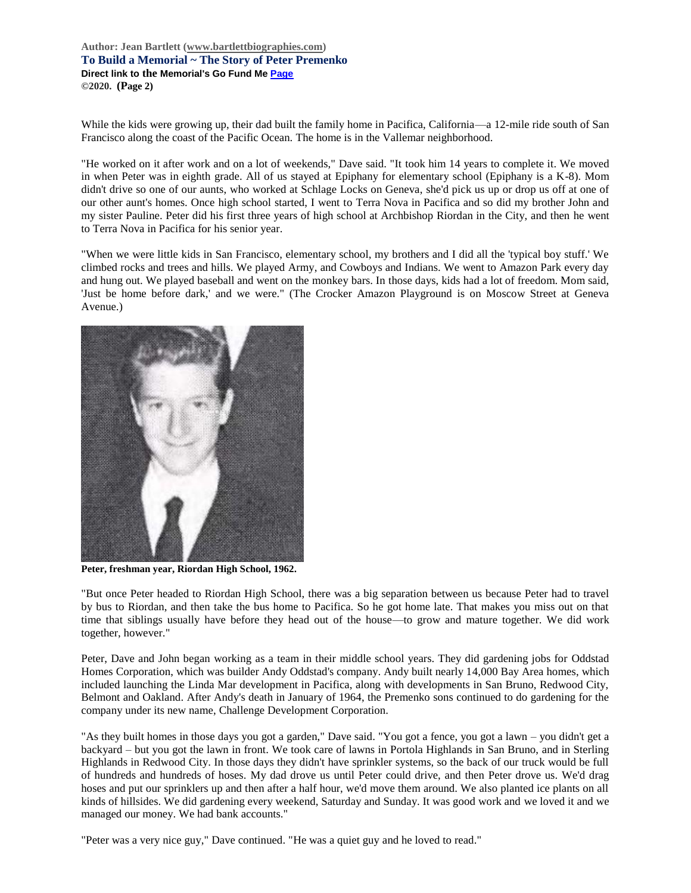While the kids were growing up, their dad built the family home in Pacifica, California—a 12-mile ride south of San Francisco along the coast of the Pacific Ocean. The home is in the Vallemar neighborhood.

"He worked on it after work and on a lot of weekends," Dave said. "It took him 14 years to complete it. We moved in when Peter was in eighth grade. All of us stayed at Epiphany for elementary school (Epiphany is a K-8). Mom didn't drive so one of our aunts, who worked at Schlage Locks on Geneva, she'd pick us up or drop us off at one of our other aunt's homes. Once high school started, I went to Terra Nova in Pacifica and so did my brother John and my sister Pauline. Peter did his first three years of high school at Archbishop Riordan in the City, and then he went to Terra Nova in Pacifica for his senior year.

"When we were little kids in San Francisco, elementary school, my brothers and I did all the 'typical boy stuff.' We climbed rocks and trees and hills. We played Army, and Cowboys and Indians. We went to Amazon Park every day and hung out. We played baseball and went on the monkey bars. In those days, kids had a lot of freedom. Mom said, 'Just be home before dark,' and we were." (The Crocker Amazon Playground is on Moscow Street at Geneva Avenue.)

**Peter, freshman year, Riordan High School, 1962.**

"But once Peter headed to Riordan High School, there was a big separation between us because Peter had to travel by bus to Riordan, and then take the bus home to Pacifica. So he got home late. That makes you miss out on that time that siblings usually have before they head out of the house—to grow and mature together. We did work together, however."

Peter, Dave and John began working as a team in their middle school years. They did gardening jobs for Oddstad Homes Corporation, which was builder Andy Oddstad's company. Andy built nearly 14,000 Bay Area homes, which included launching the Linda Mar development in Pacifica, along with developments in San Bruno, Redwood City, Belmont and Oakland. After Andy's death in January of 1964, the Premenko sons continued to do gardening for the company under its new name, Challenge Development Corporation.

"As they built homes in those days you got a garden," Dave said. "You got a fence, you got a lawn – you didn't get a backyard – but you got the lawn in front. We took care of lawns in Portola Highlands in San Bruno, and in Sterling Highlands in Redwood City. In those days they didn't have sprinkler systems, so the back of our truck would be full of hundreds and hundreds of hoses. My dad drove us until Peter could drive, and then Peter drove us. We'd drag hoses and put our sprinklers up and then after a half hour, we'd move them around. We also planted ice plants on all kinds of hillsides. We did gardening every weekend, Saturday and Sunday. It was good work and we loved it and we managed our money. We had bank accounts."

"Peter was a very nice guy," Dave continued. "He was a quiet guy and he loved to read."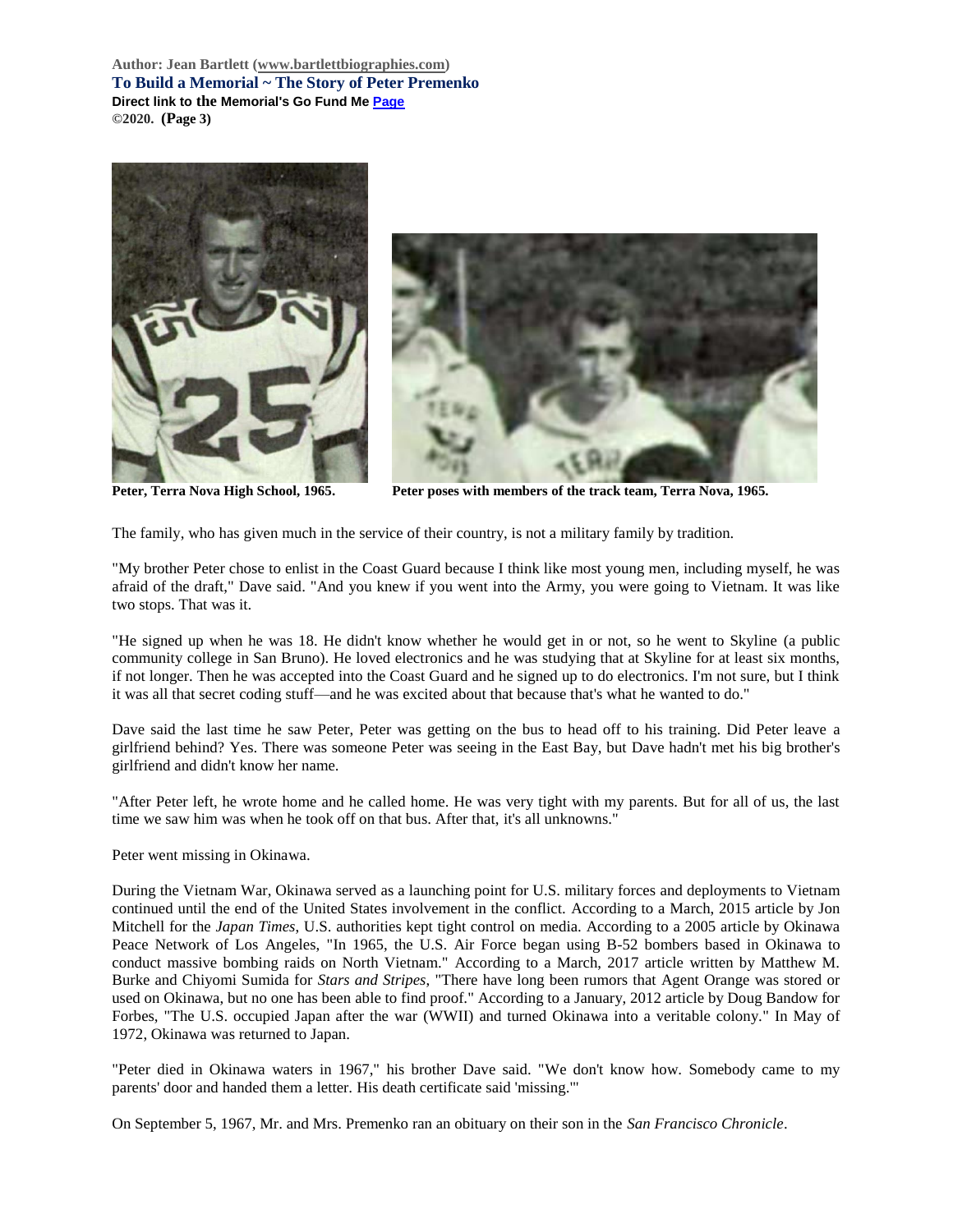Peter, Terra Nova High School, 1965.

Peter poses with members of the track team, Terra Nova, 1965.

The family, who has given much in the service of their country, is not a military family by tradition.

"My brother Peter chose to enlist in the Coast Guard because I think like most young men, including myself, he was afraid of the draft," Dave said. "And you knew if you went into the Army, you were going to Vietnam. It was like two stops. That was it.

"He signed up when he was 18. He didn't know whether he would get in or not, so he went to Skyline (a public community college in San Bruno). He loved electronics and he was studying that at Skyline for at least six months, if not longer. Then he was accepted into the Coast Guard and he signed up to do electronics. I'm not sure, but I think it was all that secret coding stuff—and he was excited about that because that's what he wanted to do."

Dave said the last time he saw Peter, Peter was getting on the bus to head off to his training. Did Peter leave a girlfriend behind? Yes. There was someone Peter was seeing in the East Bay, but Dave hadn't met his big brother's girlfriend and didn't know her name.

"After Peter left, he wrote home and he called home. He was very tight with my parents. But for all of us, the last time we saw him was when he took off on that bus. After that, it's all unknowns."

Peter went missing in Okinawa.

During the Vietnam War, Okinawa served as a launching point for U.S. military forces and deployments to Vietnam continued until the end of the United States involvement in the conflict. According to a March, 2015 article by Jon Mitchell for the *Japan Times*, U.S. authorities kept tight control on media. According to a 2005 article by Okinawa Peace Network of Los Angeles, "In 1965, the U.S. Air Force began using B-52 bombers based in Okinawa to conduct massive bombing raids on North Vietnam." According to a March, 2017 article written by Matthew M. Burke and Chiyomi Sumida for *Stars and Stripes*, "There have long been rumors that Agent Orange was stored or used on Okinawa, but no one has been able to find proof." According to a January, 2012 article by Doug Bandow for Forbes, "The U.S. occupied Japan after the war (WWII) and turned Okinawa into a veritable colony." In May of 1972, Okinawa was returned to Japan.

"Peter died in Okinawa waters in 1967," his brother Dave said. "We don't know how. Somebody came to my parents' door and handed them a letter. His death certificate said 'missing.'"

On September 5, 1967, Mr. and Mrs. Premenko ran an obituary on their son in the *San Francisco Chronicle*.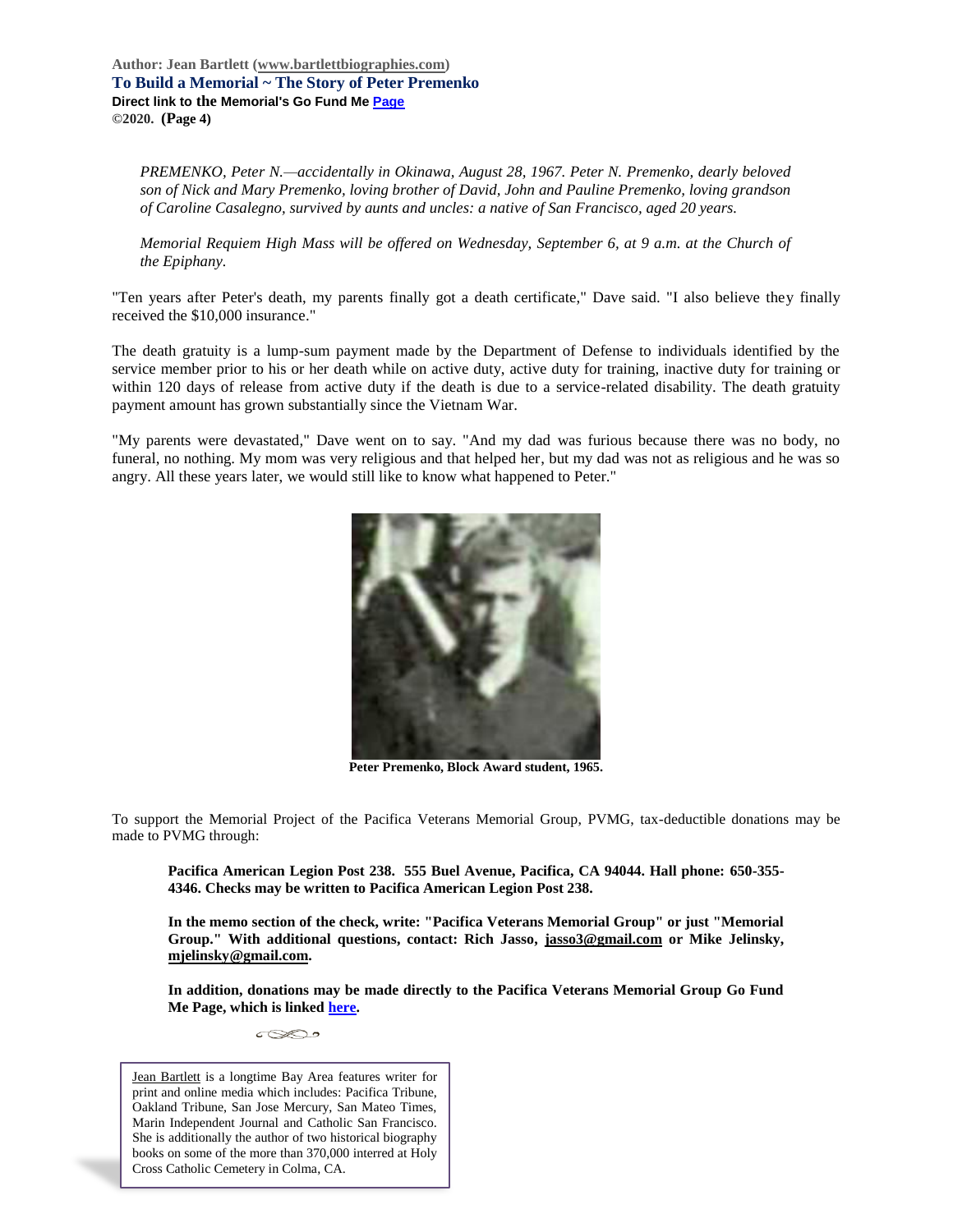*PREMENKO, Peter N.—accidentally in Okinawa, August 28, 1967. Peter N. Premenko, dearly beloved son of Nick and Mary Premenko, loving brother of David, John and Pauline Premenko, loving grandson of Caroline Casalegno, survived by aunts and uncles: a native of San Francisco, aged 20 years.*

*Memorial Requiem High Mass will be offered on Wednesday, September 6, at 9 a.m. at the Church of the Epiphany.*

"Ten years after Peter's death, my parents finally got a death certificate," Dave said. "I also believe they finally received the $10,000 insurance."

The death gratuity is a lump-sum payment made by the Department of Defense to individuals identified by the service member prior to his or her death while on active duty, active duty for training, inactive duty for training or within 120 days of release from active duty if the death is due to a service-related disability. The death gratuity payment amount has grown substantially since the Vietnam War.

"My parents were devastated," Dave went on to say. "And my dad was furious because there was no body, no funeral, no nothing. My mom was very religious and that helped her, but my dad was not as religious and he was so angry. All these years later, we would still like to know what happened to Peter."

**Peter Premenko, Block Award student, 1965.**

To support the Memorial Project of the Pacifica Veterans Memorial Group, PVMG, tax-deductible donations may be made to PVMG through:

**Pacifica American Legion Post 238. 555 Buel Avenue, Pacifica, CA 94044. Hall phone: 650-355-4346. Checks may be written to Pacifica American Legion Post 238.**

**In the memo section of the check, write: "Pacifica Veterans Memorial Group" or just "Memorial Group." With additional questions, contact: Rich Jasso, jasso3@gmail.com or Mike Jelinsky, mjelinsky@gmail.com.**

**In addition, donations may be made directly to the Pacifica Veterans Memorial Group Go Fund Me Page, which is linked here.**

Jean Bartlett is a longtime Bay Area features writer for print and online media which includes: Pacifica Tribune, Oakland Tribune, San Jose Mercury, San Mateo Times, Marin Independent Journal and Catholic San Francisco. She is additionally the author of two historical biography books on some of the more than 370,000 interred at Holy Cross Catholic Cemetery in Colma, CA.